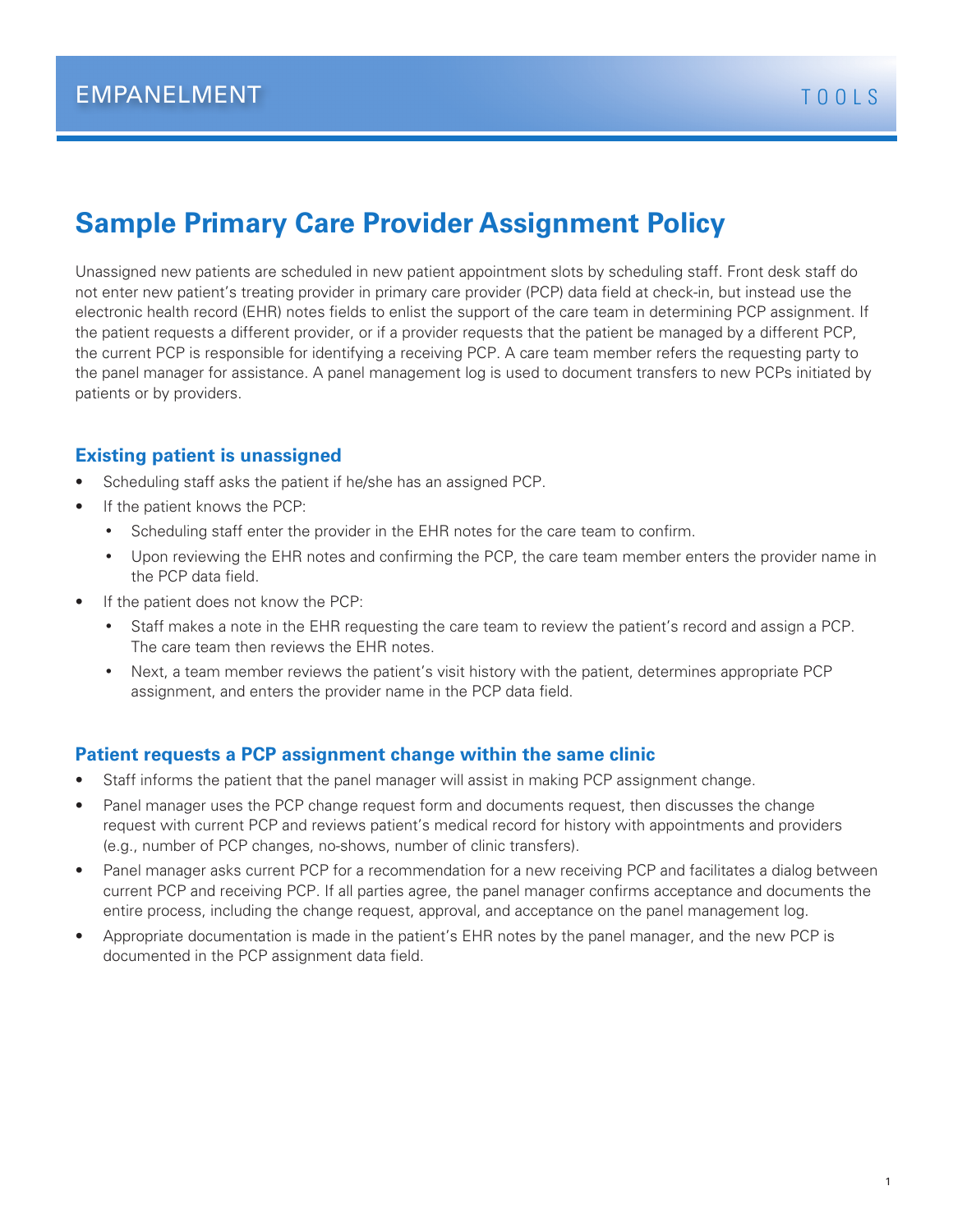EMPANELMENT TOOLS

# Sample Primary Care Provider Assignment Policy

Unassigned new patients are scheduled in new patient appointment slots by scheduling staff. Front desk staff do not enter new patient's treating provider in primary care provider (PCP) data field at check-in, but instead use the electronic health record (EHR) notes fields to enlist the support of the care team in determining PCP assignment. If the patient requests a different provider, or if a provider requests that the patient be managed by a different PCP, the current PCP is responsible for identifying a receiving PCP. A care team member refers the requesting party to the panel manager for assistance. A panel management log is used to document transfers to new PCPs initiated by patients or by providers.

## Existing patient is unassigned

- Scheduling staff asks the patient if he/she has an assigned PCP.
- If the patient knows the PCP:
  - Scheduling staff enter the provider in the EHR notes for the care team to confirm.
  - Upon reviewing the EHR notes and confirming the PCP, the care team member enters the provider name in the PCP data field.
- If the patient does not know the PCP:
  - Staff makes a note in the EHR requesting the care team to review the patient's record and assign a PCP. The care team then reviews the EHR notes.
  - Next, a team member reviews the patient's visit history with the patient, determines appropriate PCP assignment, and enters the provider name in the PCP data field.

## Patient requests a PCP assignment change within the same clinic

- Staff informs the patient that the panel manager will assist in making PCP assignment change.
- Panel manager uses the PCP change request form and documents request, then discusses the change request with current PCP and reviews patient's medical record for history with appointments and providers (e.g., number of PCP changes, no-shows, number of clinic transfers).
- Panel manager asks current PCP for a recommendation for a new receiving PCP and facilitates a dialog between current PCP and receiving PCP. If all parties agree, the panel manager confirms acceptance and documents the entire process, including the change request, approval, and acceptance on the panel management log.
- Appropriate documentation is made in the patient's EHR notes by the panel manager, and the new PCP is documented in the PCP assignment data field.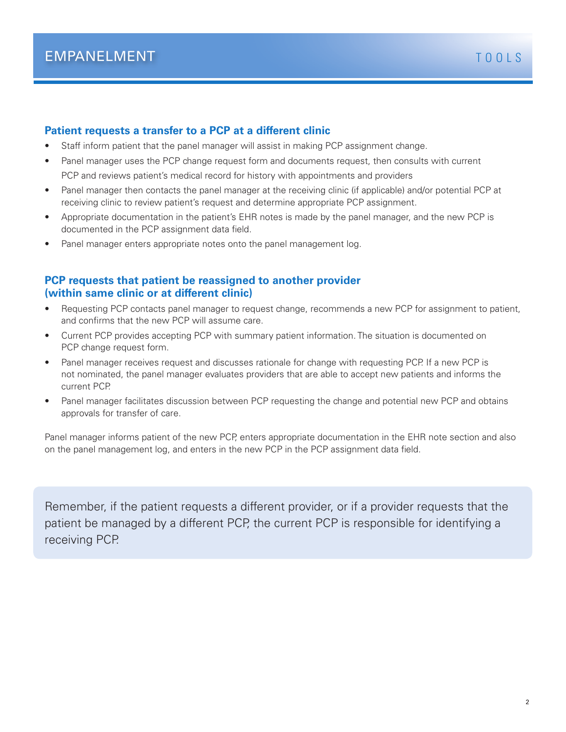## Patient requests a transfer to a PCP at a different clinic

- Staff inform patient that the panel manager will assist in making PCP assignment change.
- Panel manager uses the PCP change request form and documents request, then consults with current PCP and reviews patient's medical record for history with appointments and providers
- Panel manager then contacts the panel manager at the receiving clinic (if applicable) and/or potential PCP at receiving clinic to review patient's request and determine appropriate PCP assignment.
- Appropriate documentation in the patient's EHR notes is made by the panel manager, and the new PCP is documented in the PCP assignment data field.
- Panel manager enters appropriate notes onto the panel management log.

## PCP requests that patient be reassigned to another provider (within same clinic or at different clinic)

- Requesting PCP contacts panel manager to request change, recommends a new PCP for assignment to patient, and confirms that the new PCP will assume care.
- Current PCP provides accepting PCP with summary patient information. The situation is documented on PCP change request form.
- Panel manager receives request and discusses rationale for change with requesting PCP. If a new PCP is not nominated, the panel manager evaluates providers that are able to accept new patients and informs the current PCP.
- Panel manager facilitates discussion between PCP requesting the change and potential new PCP and obtains approvals for transfer of care.

Panel manager informs patient of the new PCP, enters appropriate documentation in the EHR note section and also on the panel management log, and enters in the new PCP in the PCP assignment data field.

> Remember, if the patient requests a different provider, or if a provider requests that the patient be managed by a different PCP, the current PCP is responsible for identifying a receiving PCP.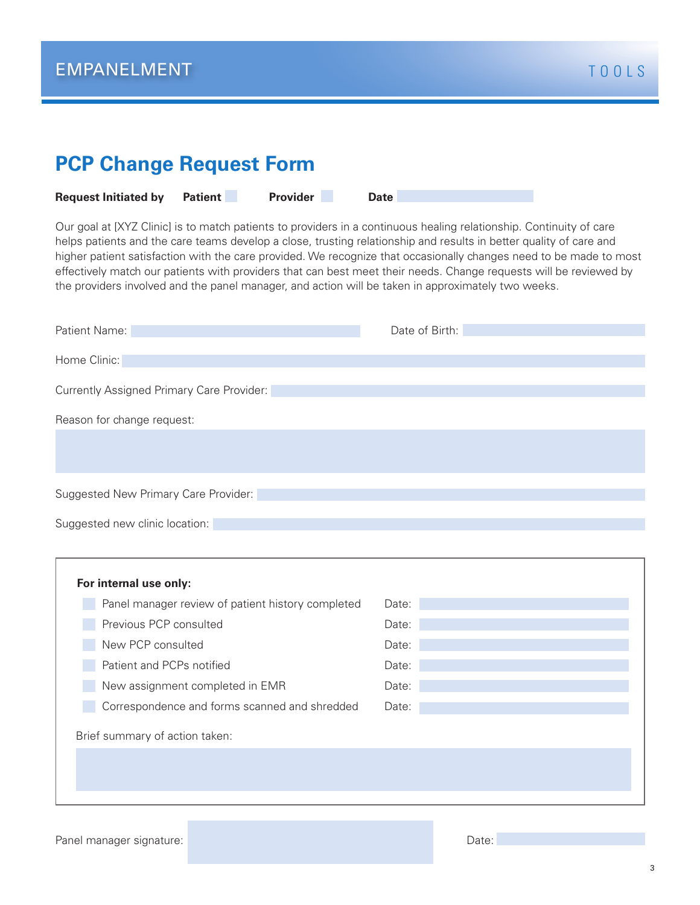# PCP Change Request Form

**Request Initiated by** **Patient** ☐ **Provider** ☐ **Date** \_\_\_\_\_\_\_\_\_\_

Our goal at [XYZ Clinic] is to match patients to providers in a continuous healing relationship. Continuity of care helps patients and the care teams develop a close, trusting relationship and results in better quality of care and higher patient satisfaction with the care provided. We recognize that occasionally changes need to be made to most effectively match our patients with providers that can best meet their needs. Change requests will be reviewed by the providers involved and the panel manager, and action will be taken in approximately two weeks.

Patient Name: \_\_\_\_\_\_\_\_\_\_ Date of Birth: \_\_\_\_\_\_\_\_\_\_

Home Clinic: \_\_\_\_\_\_\_\_\_\_

Currently Assigned Primary Care Provider: \_\_\_\_\_\_\_\_\_\_

Reason for change request:

\_\_\_\_\_\_\_\_\_\_

Suggested New Primary Care Provider: \_\_\_\_\_\_\_\_\_\_

Suggested new clinic location: \_\_\_\_\_\_\_\_\_\_

---

**For internal use only:**

- ☐ Panel manager review of patient history completed — Date: \_\_\_\_\_\_\_\_\_\_
- ☐ Previous PCP consulted — Date: \_\_\_\_\_\_\_\_\_\_
- ☐ New PCP consulted — Date: \_\_\_\_\_\_\_\_\_\_
- ☐ Patient and PCPs notified — Date: \_\_\_\_\_\_\_\_\_\_
- ☐ New assignment completed in EMR — Date: \_\_\_\_\_\_\_\_\_\_
- ☐ Correspondence and forms scanned and shredded — Date: \_\_\_\_\_\_\_\_\_\_

Brief summary of action taken:

\_\_\_\_\_\_\_\_\_\_

---

Panel manager signature: \_\_\_\_\_\_\_\_\_\_ Date: \_\_\_\_\_\_\_\_\_\_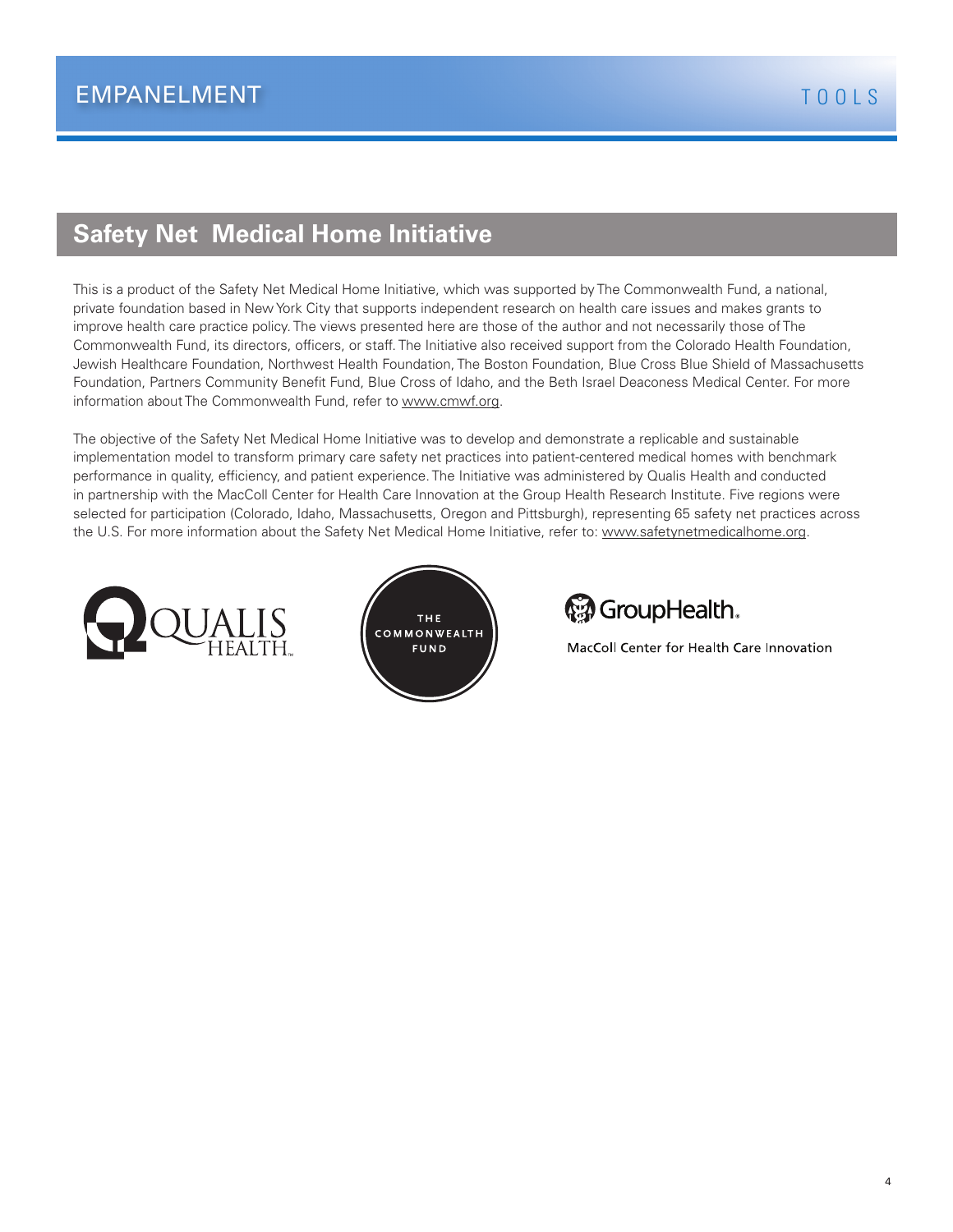## Safety Net Medical Home Initiative

This is a product of the Safety Net Medical Home Initiative, which was supported by The Commonwealth Fund, a national, private foundation based in New York City that supports independent research on health care issues and makes grants to improve health care practice policy. The views presented here are those of the author and not necessarily those of The Commonwealth Fund, its directors, officers, or staff. The Initiative also received support from the Colorado Health Foundation, Jewish Healthcare Foundation, Northwest Health Foundation, The Boston Foundation, Blue Cross Blue Shield of Massachusetts Foundation, Partners Community Benefit Fund, Blue Cross of Idaho, and the Beth Israel Deaconess Medical Center. For more information about The Commonwealth Fund, refer to www.cmwf.org.

The objective of the Safety Net Medical Home Initiative was to develop and demonstrate a replicable and sustainable implementation model to transform primary care safety net practices into patient-centered medical homes with benchmark performance in quality, efficiency, and patient experience. The Initiative was administered by Qualis Health and conducted in partnership with the MacColl Center for Health Care Innovation at the Group Health Research Institute. Five regions were selected for participation (Colorado, Idaho, Massachusetts, Oregon and Pittsburgh), representing 65 safety net practices across the U.S. For more information about the Safety Net Medical Home Initiative, refer to: www.safetynetmedicalhome.org.

QUALIS HEALTH

THE COMMONWEALTH FUND

GroupHealth

MacColl Center for Health Care Innovation